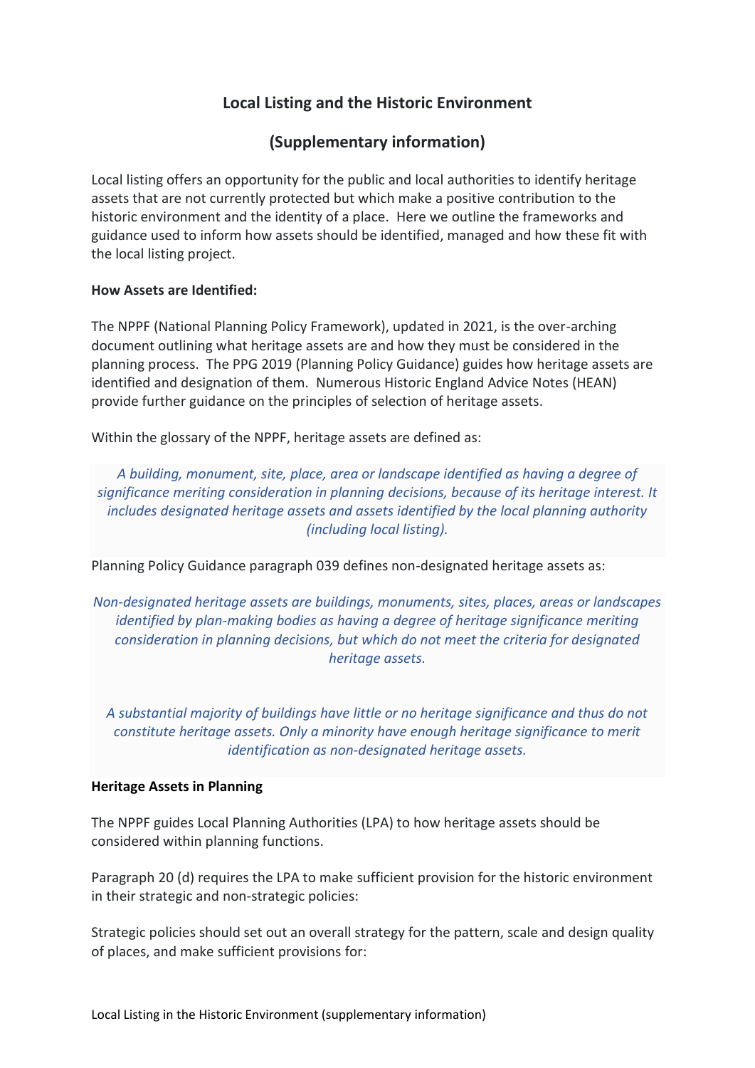# Local Listing and the Historic Environment

## (Supplementary information)

Local listing offers an opportunity for the public and local authorities to identify heritage assets that are not currently protected but which make a positive contribution to the historic environment and the identity of a place. Here we outline the frameworks and guidance used to inform how assets should be identified, managed and how these fit with the local listing project.

**How Assets are Identified:**

The NPPF (National Planning Policy Framework), updated in 2021, is the over-arching document outlining what heritage assets are and how they must be considered in the planning process. The PPG 2019 (Planning Policy Guidance) guides how heritage assets are identified and designation of them. Numerous Historic England Advice Notes (HEAN) provide further guidance on the principles of selection of heritage assets.

Within the glossary of the NPPF, heritage assets are defined as:

> *A building, monument, site, place, area or landscape identified as having a degree of significance meriting consideration in planning decisions, because of its heritage interest. It includes designated heritage assets and assets identified by the local planning authority (including local listing).*

Planning Policy Guidance paragraph 039 defines non-designated heritage assets as:

> *Non-designated heritage assets are buildings, monuments, sites, places, areas or landscapes identified by plan-making bodies as having a degree of heritage significance meriting consideration in planning decisions, but which do not meet the criteria for designated heritage assets.*
>
> *A substantial majority of buildings have little or no heritage significance and thus do not constitute heritage assets. Only a minority have enough heritage significance to merit identification as non-designated heritage assets.*

**Heritage Assets in Planning**

The NPPF guides Local Planning Authorities (LPA) to how heritage assets should be considered within planning functions.

Paragraph 20 (d) requires the LPA to make sufficient provision for the historic environment in their strategic and non-strategic policies:

Strategic policies should set out an overall strategy for the pattern, scale and design quality of places, and make sufficient provisions for: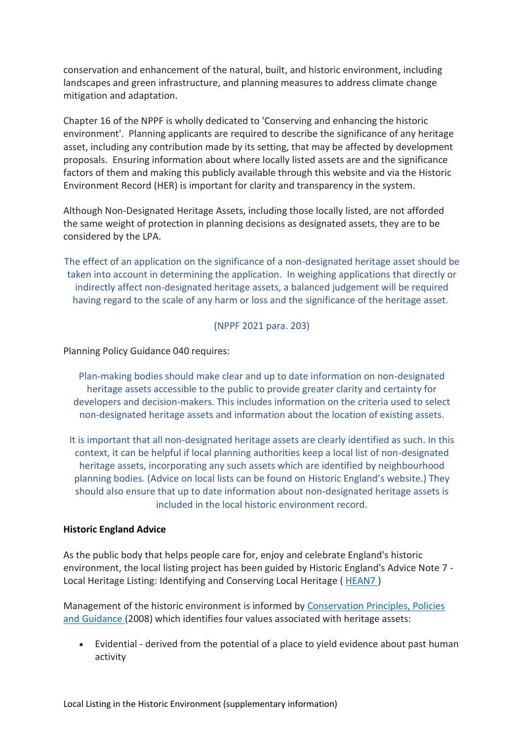conservation and enhancement of the natural, built, and historic environment, including landscapes and green infrastructure, and planning measures to address climate change mitigation and adaptation.

Chapter 16 of the NPPF is wholly dedicated to 'Conserving and enhancing the historic environment'. Planning applicants are required to describe the significance of any heritage asset, including any contribution made by its setting, that may be affected by development proposals. Ensuring information about where locally listed assets are and the significance factors of them and making this publicly available through this website and via the Historic Environment Record (HER) is important for clarity and transparency in the system.

Although Non-Designated Heritage Assets, including those locally listed, are not afforded the same weight of protection in planning decisions as designated assets, they are to be considered by the LPA.

> The effect of an application on the significance of a non-designated heritage asset should be taken into account in determining the application. In weighing applications that directly or indirectly affect non-designated heritage assets, a balanced judgement will be required having regard to the scale of any harm or loss and the significance of the heritage asset.
>
> (NPPF 2021 para. 203)

Planning Policy Guidance 040 requires:

> Plan-making bodies should make clear and up to date information on non-designated heritage assets accessible to the public to provide greater clarity and certainty for developers and decision-makers. This includes information on the criteria used to select non-designated heritage assets and information about the location of existing assets.
>
> It is important that all non-designated heritage assets are clearly identified as such. In this context, it can be helpful if local planning authorities keep a local list of non-designated heritage assets, incorporating any such assets which are identified by neighbourhood planning bodies. (Advice on local lists can be found on Historic England's website.) They should also ensure that up to date information about non-designated heritage assets is included in the local historic environment record.

**Historic England Advice**

As the public body that helps people care for, enjoy and celebrate England's historic environment, the local listing project has been guided by Historic England's Advice Note 7 - Local Heritage Listing: Identifying and Conserving Local Heritage ( HEAN7 )

Management of the historic environment is informed by Conservation Principles, Policies and Guidance (2008) which identifies four values associated with heritage assets:

- Evidential - derived from the potential of a place to yield evidence about past human activity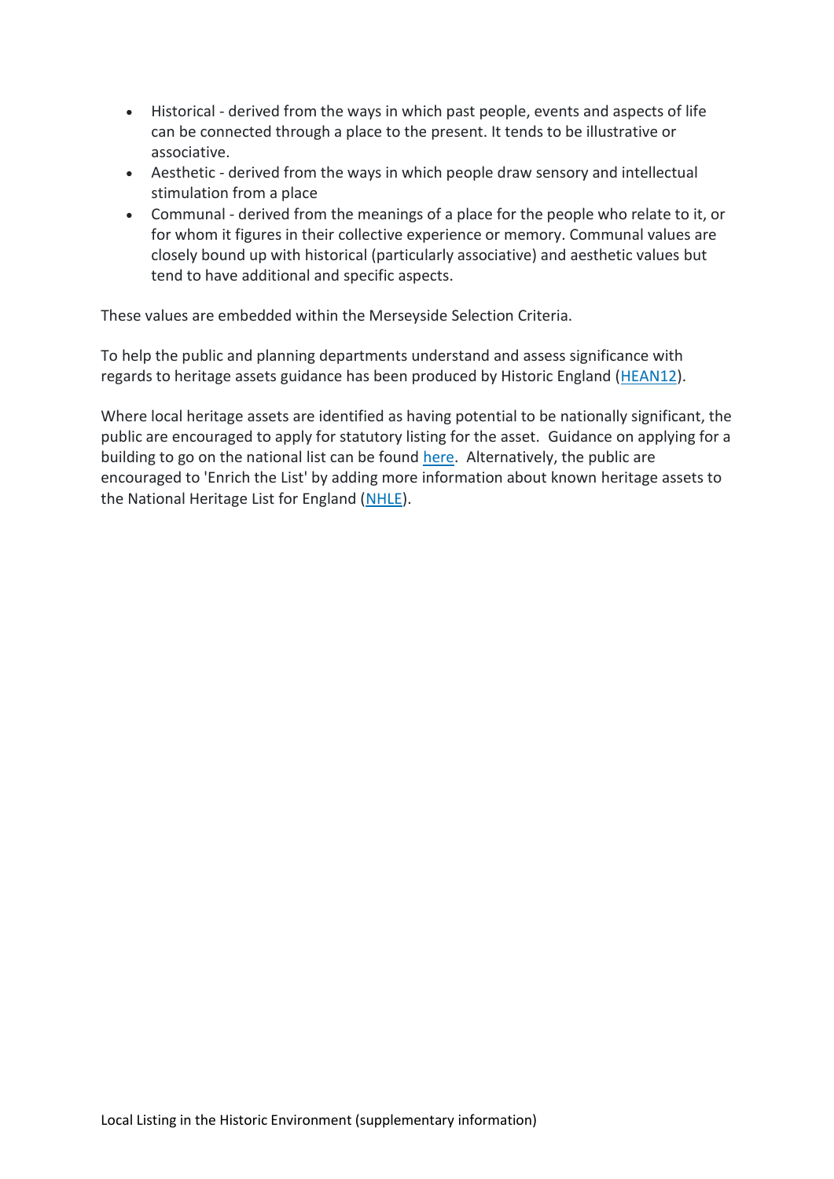- Historical - derived from the ways in which past people, events and aspects of life can be connected through a place to the present. It tends to be illustrative or associative.
- Aesthetic - derived from the ways in which people draw sensory and intellectual stimulation from a place
- Communal - derived from the meanings of a place for the people who relate to it, or for whom it figures in their collective experience or memory. Communal values are closely bound up with historical (particularly associative) and aesthetic values but tend to have additional and specific aspects.

These values are embedded within the Merseyside Selection Criteria.

To help the public and planning departments understand and assess significance with regards to heritage assets guidance has been produced by Historic England (HEAN12).

Where local heritage assets are identified as having potential to be nationally significant, the public are encouraged to apply for statutory listing for the asset. Guidance on applying for a building to go on the national list can be found here. Alternatively, the public are encouraged to 'Enrich the List' by adding more information about known heritage assets to the National Heritage List for England (NHLE).